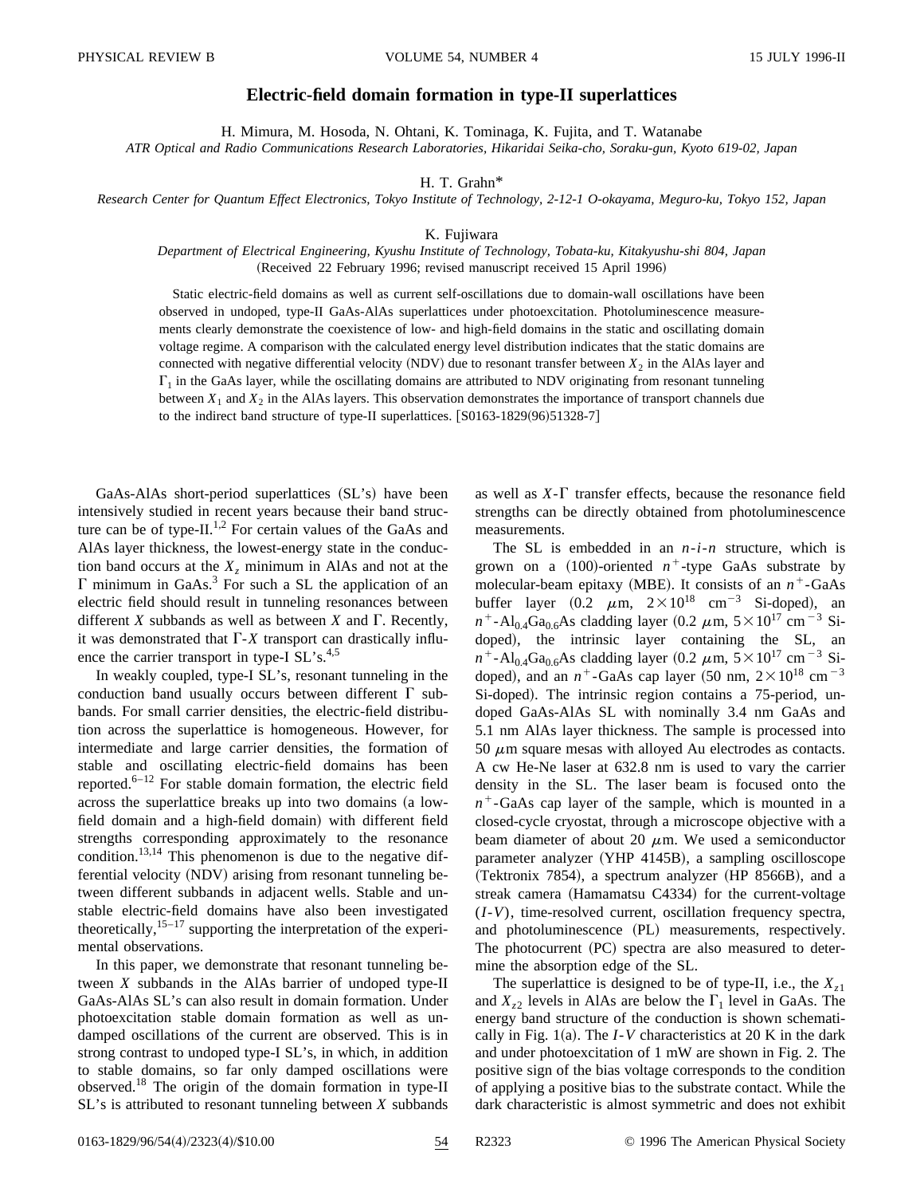# Electric-field domain formation in type-II superlattices

H. Mimura, M. Hosoda, N. Ohtani, K. Tominaga, K. Fujita, and T. Watanabe

*ATR Optical and Radio Communications Research Laboratories, Hikaridai Seika-cho, Soraku-gun, Kyoto 619-02, Japan*

H. T. Grahn*

*Research Center for Quantum Effect Electronics, Tokyo Institute of Technology, 2-12-1 O-okayama, Meguro-ku, Tokyo 152, Japan*

K. Fujiwara

*Department of Electrical Engineering, Kyushu Institute of Technology, Tobata-ku, Kitakyushu-shi 804, Japan*

(Received 22 February 1996; revised manuscript received 15 April 1996)

Static electric-field domains as well as current self-oscillations due to domain-wall oscillations have been observed in undoped, type-II GaAs-AlAs superlattices under photoexcitation. Photoluminescence measurements clearly demonstrate the coexistence of low- and high-field domains in the static and oscillating domain voltage regime. A comparison with the calculated energy level distribution indicates that the static domains are connected with negative differential velocity (NDV) due to resonant transfer between $X_2$ in the AlAs layer and $\Gamma_1$ in the GaAs layer, while the oscillating domains are attributed to NDV originating from resonant tunneling between $X_1$ and $X_2$ in the AlAs layers. This observation demonstrates the importance of transport channels due to the indirect band structure of type-II superlattices. [S0163-1829(96)51328-7]

GaAs-AlAs short-period superlattices (SL's) have been intensively studied in recent years because their band structure can be of type-II.[1,2] For certain values of the GaAs and AlAs layer thickness, the lowest-energy state in the conduction band occurs at the $X_z$ minimum in AlAs and not at the $\Gamma$ minimum in GaAs.[3] For such a SL the application of an electric field should result in tunneling resonances between different $X$ subbands as well as between $X$ and $\Gamma$. Recently, it was demonstrated that $\Gamma$-$X$ transport can drastically influence the carrier transport in type-I SL's.[4,5]

In weakly coupled, type-I SL's, resonant tunneling in the conduction band usually occurs between different $\Gamma$ subbands. For small carrier densities, the electric-field distribution across the superlattice is homogeneous. However, for intermediate and large carrier densities, the formation of stable and oscillating electric-field domains has been reported.[6–12] For stable domain formation, the electric field across the superlattice breaks up into two domains (a low-field domain and a high-field domain) with different field strengths corresponding approximately to the resonance condition.[13,14] This phenomenon is due to the negative differential velocity (NDV) arising from resonant tunneling between different subbands in adjacent wells. Stable and unstable electric-field domains have also been investigated theoretically,[15–17] supporting the interpretation of the experimental observations.

In this paper, we demonstrate that resonant tunneling between $X$ subbands in the AlAs barrier of undoped type-II GaAs-AlAs SL's can also result in domain formation. Under photoexcitation stable domain formation as well as undamped oscillations of the current are observed. This is in strong contrast to undoped type-I SL's, in which, in addition to stable domains, so far only damped oscillations were observed.[18] The origin of the domain formation in type-II SL's is attributed to resonant tunneling between $X$ subbands as well as $X$-$\Gamma$ transfer effects, because the resonance field strengths can be directly obtained from photoluminescence measurements.

The SL is embedded in an $n$-$i$-$n$ structure, which is grown on a (100)-oriented $n^+$-type GaAs substrate by molecular-beam epitaxy (MBE). It consists of an $n^+$-GaAs buffer layer (0.2 $\mu$m, $2\times10^{18}$ cm$^{-3}$ Si-doped), an $n^+$-$Al_{0.4}Ga_{0.6}As$ cladding layer (0.2 $\mu$m, $5\times10^{17}$ cm$^{-3}$ Si-doped), the intrinsic layer containing the SL, an $n^+$-$Al_{0.4}Ga_{0.6}As$ cladding layer (0.2 $\mu$m, $5\times10^{17}$ cm$^{-3}$ Si-doped), and an $n^+$-GaAs cap layer (50 nm, $2\times10^{18}$ cm$^{-3}$ Si-doped). The intrinsic region contains a 75-period, undoped GaAs-AlAs SL with nominally 3.4 nm GaAs and 5.1 nm AlAs layer thickness. The sample is processed into 50 $\mu$m square mesas with alloyed Au electrodes as contacts. A cw He-Ne laser at 632.8 nm is used to vary the carrier density in the SL. The laser beam is focused onto the $n^+$-GaAs cap layer of the sample, which is mounted in a closed-cycle cryostat, through a microscope objective with a beam diameter of about 20 $\mu$m. We used a semiconductor parameter analyzer (YHP 4145B), a sampling oscilloscope (Tektronix 7854), a spectrum analyzer (HP 8566B), and a streak camera (Hamamatsu C4334) for the current-voltage ($I$-$V$), time-resolved current, oscillation frequency spectra, and photoluminescence (PL) measurements, respectively. The photocurrent (PC) spectra are also measured to determine the absorption edge of the SL.

The superlattice is designed to be of type-II, i.e., the $X_{z1}$ and $X_{z2}$ levels in AlAs are below the $\Gamma_1$ level in GaAs. The energy band structure of the conduction is shown schematically in Fig. 1(a). The $I$-$V$ characteristics at 20 K in the dark and under photoexcitation of 1 mW are shown in Fig. 2. The positive sign of the bias voltage corresponds to the condition of applying a positive bias to the substrate contact. While the dark characteristic is almost symmetric and does not exhibit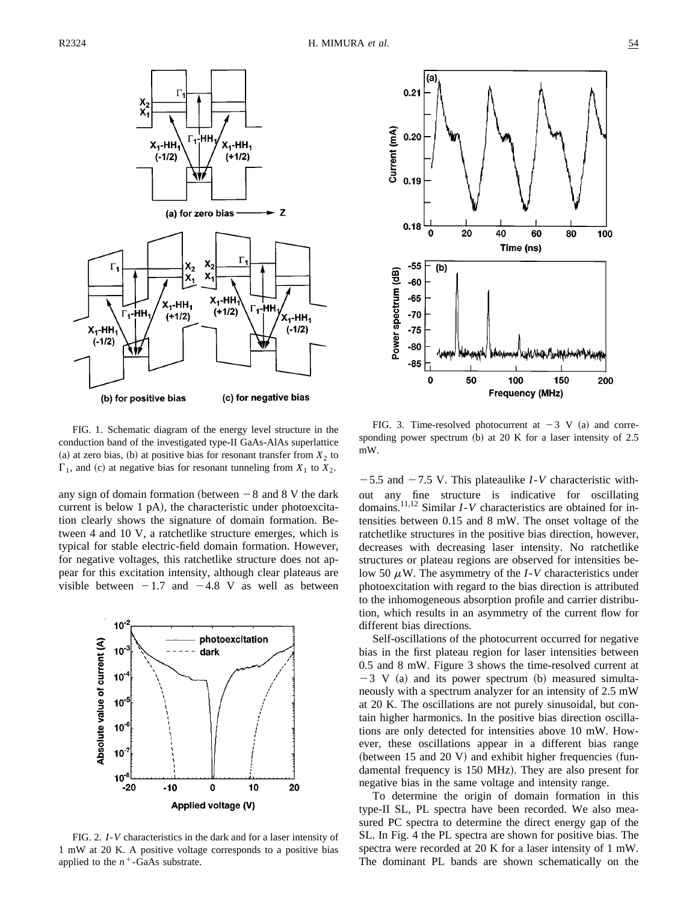FIG. 1. Schematic diagram of the energy level structure in the conduction band of the investigated type-II GaAs-AlAs superlattice (a) at zero bias, (b) at positive bias for resonant transfer from $X_2$ to $\Gamma_1$, and (c) at negative bias for resonant tunneling from $X_1$ to $X_2$.

any sign of domain formation (between −8 and 8 V the dark current is below 1 pA), the characteristic under photoexcitation clearly shows the signature of domain formation. Between 4 and 10 V, a ratchetlike structure emerges, which is typical for stable electric-field domain formation. However, for negative voltages, this ratchetlike structure does not appear for this excitation intensity, although clear plateaus are visible between −1.7 and −4.8 V as well as between −5.5 and −7.5 V. This plateaulike $I$-$V$ characteristic without any fine structure is indicative for oscillating domains.[11,12] Similar $I$-$V$ characteristics are obtained for intensities between 0.15 and 8 mW. The onset voltage of the ratchetlike structures in the positive bias direction, however, decreases with decreasing laser intensity. No ratchetlike structures or plateau regions are observed for intensities below 50 $\mu$W. The asymmetry of the $I$-$V$ characteristics under photoexcitation with regard to the bias direction is attributed to the inhomogeneous absorption profile and carrier distribution, which results in an asymmetry of the current flow for different bias directions.

FIG. 2. $I$-$V$ characteristics in the dark and for a laser intensity of 1 mW at 20 K. A positive voltage corresponds to a positive bias applied to the $n^+$-GaAs substrate.

FIG. 3. Time-resolved photocurrent at −3 V (a) and corresponding power spectrum (b) at 20 K for a laser intensity of 2.5 mW.

Self-oscillations of the photocurrent occurred for negative bias in the first plateau region for laser intensities between 0.5 and 8 mW. Figure 3 shows the time-resolved current at −3 V (a) and its power spectrum (b) measured simultaneously with a spectrum analyzer for an intensity of 2.5 mW at 20 K. The oscillations are not purely sinusoidal, but contain higher harmonics. In the positive bias direction oscillations are only detected for intensities above 10 mW. However, these oscillations appear in a different bias range (between 15 and 20 V) and exhibit higher frequencies (fundamental frequency is 150 MHz). They are also present for negative bias in the same voltage and intensity range.

To determine the origin of domain formation in this type-II SL, PL spectra have been recorded. We also measured PC spectra to determine the direct energy gap of the SL. In Fig. 4 the PL spectra are shown for positive bias. The spectra were recorded at 20 K for a laser intensity of 1 mW. The dominant PL bands are shown schematically on the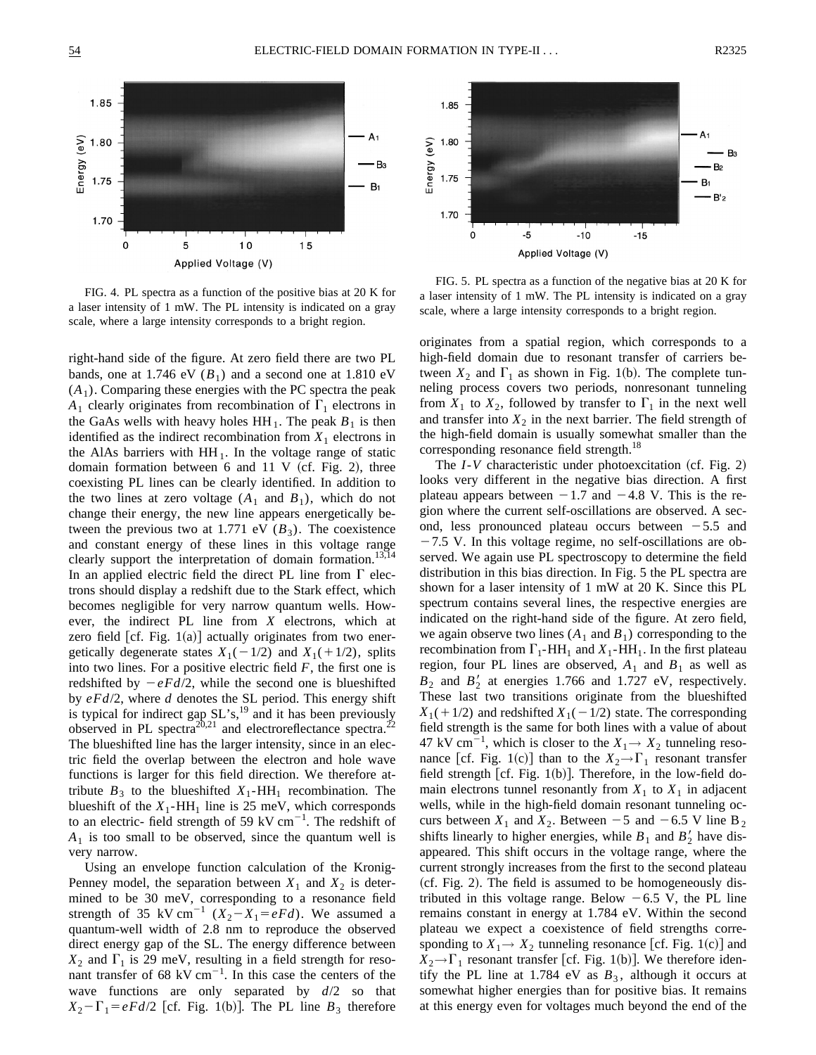FIG. 4. PL spectra as a function of the positive bias at 20 K for a laser intensity of 1 mW. The PL intensity is indicated on a gray scale, where a large intensity corresponds to a bright region.

FIG. 5. PL spectra as a function of the negative bias at 20 K for a laser intensity of 1 mW. The PL intensity is indicated on a gray scale, where a large intensity corresponds to a bright region.

right-hand side of the figure. At zero field there are two PL bands, one at 1.746 eV ($B_1$) and a second one at 1.810 eV ($A_1$). Comparing these energies with the PC spectra the peak $A_1$ clearly originates from recombination of $\Gamma_1$ electrons in the GaAs wells with heavy holes $HH_1$. The peak $B_1$ is then identified as the indirect recombination from $X_1$ electrons in the AlAs barriers with $HH_1$. In the voltage range of static domain formation between 6 and 11 V (cf. Fig. 2), three coexisting PL lines can be clearly identified. In addition to the two lines at zero voltage ($A_1$ and $B_1$), which do not change their energy, the new line appears energetically between the previous two at 1.771 eV ($B_3$). The coexistence and constant energy of these lines in this voltage range clearly support the interpretation of domain formation.[13,14] In an applied electric field the direct PL line from $\Gamma$ electrons should display a redshift due to the Stark effect, which becomes negligible for very narrow quantum wells. However, the indirect PL line from $X$ electrons, which at zero field [cf. Fig. 1(a)] actually originates from two energetically degenerate states $X_1(-1/2)$ and $X_1(+1/2)$, splits into two lines. For a positive electric field $F$, the first one is redshifted by $-eFd/2$, while the second one is blueshifted by $eFd/2$, where $d$ denotes the SL period. This energy shift is typical for indirect gap SL's,[19] and it has been previously observed in PL spectra[20,21] and electroreflectance spectra.[22] The blueshifted line has the larger intensity, since in an electric field the overlap between the electron and hole wave functions is larger for this field direction. We therefore attribute $B_3$ to the blueshifted $X_1$-$HH_1$ recombination. The blueshift of the $X_1$-$HH_1$ line is 25 meV, which corresponds to an electric- field strength of 59 kV cm$^{-1}$. The redshift of $A_1$ is too small to be observed, since the quantum well is very narrow.

Using an envelope function calculation of the Kronig-Penney model, the separation between $X_1$ and $X_2$ is determined to be 30 meV, corresponding to a resonance field strength of 35 kV cm$^{-1}$ ($X_2-X_1=eFd$). We assumed a quantum-well width of 2.8 nm to reproduce the observed direct energy gap of the SL. The energy difference between $X_2$ and $\Gamma_1$ is 29 meV, resulting in a field strength for resonant transfer of 68 kV cm$^{-1}$. In this case the centers of the wave functions are only separated by $d/2$ so that $X_2-\Gamma_1=eFd/2$ [cf. Fig. 1(b)]. The PL line $B_3$ therefore originates from a spatial region, which corresponds to a high-field domain due to resonant transfer of carriers between $X_2$ and $\Gamma_1$ as shown in Fig. 1(b). The complete tunneling process covers two periods, nonresonant tunneling from $X_1$ to $X_2$, followed by transfer to $\Gamma_1$ in the next well and transfer into $X_2$ in the next barrier. The field strength of the high-field domain is usually somewhat smaller than the corresponding resonance field strength.[18]

The $I$-$V$ characteristic under photoexcitation (cf. Fig. 2) looks very different in the negative bias direction. A first plateau appears between $-1.7$ and $-4.8$ V. This is the region where the current self-oscillations are observed. A second, less pronounced plateau occurs between $-5.5$ and $-7.5$ V. In this voltage regime, no self-oscillations are observed. We again use PL spectroscopy to determine the field distribution in this bias direction. In Fig. 5 the PL spectra are shown for a laser intensity of 1 mW at 20 K. Since this PL spectrum contains several lines, the respective energies are indicated on the right-hand side of the figure. At zero field, we again observe two lines ($A_1$ and $B_1$) corresponding to the recombination from $\Gamma_1$-$HH_1$ and $X_1$-$HH_1$. In the first plateau region, four PL lines are observed, $A_1$ and $B_1$ as well as $B_2$ and $B_2'$ at energies 1.766 and 1.727 eV, respectively. These last two transitions originate from the blueshifted $X_1(+1/2)$ and redshifted $X_1(-1/2)$ state. The corresponding field strength is the same for both lines with a value of about 47 kV cm$^{-1}$, which is closer to the $X_1\rightarrow X_2$ tunneling resonance [cf. Fig. 1(c)] than to the $X_2\rightarrow\Gamma_1$ resonant transfer field strength [cf. Fig. 1(b)]. Therefore, in the low-field domain electrons tunnel resonantly from $X_1$ to $X_1$ in adjacent wells, while in the high-field domain resonant tunneling occurs between $X_1$ and $X_2$. Between $-5$ and $-6.5$ V line $B_2$ shifts linearly to higher energies, while $B_1$ and $B_2'$ have disappeared. This shift occurs in the voltage range, where the current strongly increases from the first to the second plateau (cf. Fig. 2). The field is assumed to be homogeneously distributed in this voltage range. Below $-6.5$ V, the PL line remains constant in energy at 1.784 eV. Within the second plateau we expect a coexistence of field strengths corresponding to $X_1\rightarrow X_2$ tunneling resonance [cf. Fig. 1(c)] and $X_2\rightarrow\Gamma_1$ resonant transfer [cf. Fig. 1(b)]. We therefore identify the PL line at 1.784 eV as $B_3$, although it occurs at somewhat higher energies than for positive bias. It remains at this energy even for voltages much beyond the end of the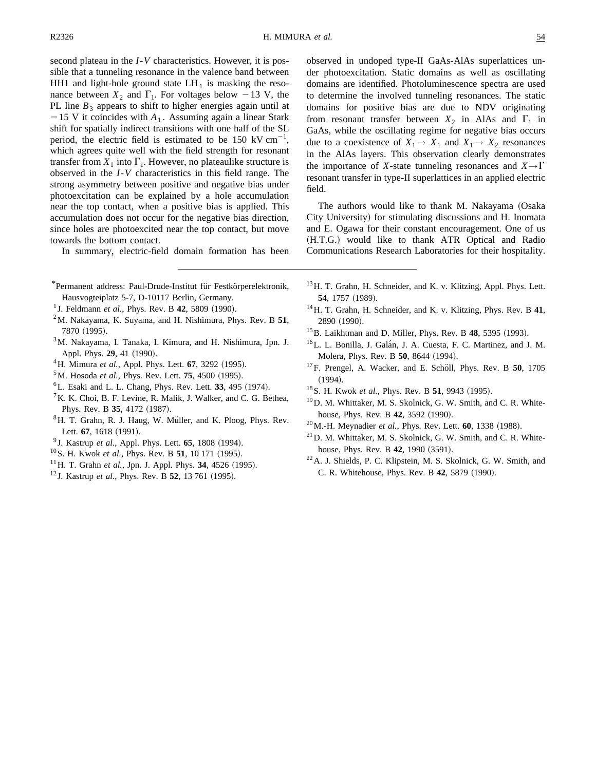second plateau in the $I$-$V$ characteristics. However, it is possible that a tunneling resonance in the valence band between HH1 and light-hole ground state $LH_1$ is masking the resonance between $X_2$ and $\Gamma_1$. For voltages below $-13$ V, the PL line $B_3$ appears to shift to higher energies again until at $-15$ V it coincides with $A_1$. Assuming again a linear Stark shift for spatially indirect transitions with one half of the SL period, the electric field is estimated to be 150 kV cm$^{-1}$, which agrees quite well with the field strength for resonant transfer from $X_1$ into $\Gamma_1$. However, no plateaulike structure is observed in the $I$-$V$ characteristics in this field range. The strong asymmetry between positive and negative bias under photoexcitation can be explained by a hole accumulation near the top contact, when a positive bias is applied. This accumulation does not occur for the negative bias direction, since holes are photoexcited near the top contact, but move towards the bottom contact.

In summary, electric-field domain formation has been observed in undoped type-II GaAs-AlAs superlattices under photoexcitation. Static domains as well as oscillating domains are identified. Photoluminescence spectra are used to determine the involved tunneling resonances. The static domains for positive bias are due to NDV originating from resonant transfer between $X_2$ in AlAs and $\Gamma_1$ in GaAs, while the oscillating regime for negative bias occurs due to a coexistence of $X_1 \rightarrow X_1$ and $X_1 \rightarrow X_2$ resonances in the AlAs layers. This observation clearly demonstrates the importance of $X$-state tunneling resonances and $X \rightarrow \Gamma$ resonant transfer in type-II superlattices in an applied electric field.

The authors would like to thank M. Nakayama (Osaka City University) for stimulating discussions and H. Inomata and E. Ogawa for their constant encouragement. One of us (H.T.G.) would like to thank ATR Optical and Radio Communications Research Laboratories for their hospitality.

---

*Permanent address: Paul-Drude-Institut für Festkörperelektronik, Hausvogteiplatz 5-7, D-10117 Berlin, Germany.

[1] J. Feldmann *et al.*, Phys. Rev. B **42**, 5809 (1990).

[2] M. Nakayama, K. Suyama, and H. Nishimura, Phys. Rev. B **51**, 7870 (1995).

[3] M. Nakayama, I. Tanaka, I. Kimura, and H. Nishimura, Jpn. J. Appl. Phys. **29**, 41 (1990).

[4] H. Mimura *et al.*, Appl. Phys. Lett. **67**, 3292 (1995).

[5] M. Hosoda *et al.*, Phys. Rev. Lett. **75**, 4500 (1995).

[6] L. Esaki and L. L. Chang, Phys. Rev. Lett. **33**, 495 (1974).

[7] K. K. Choi, B. F. Levine, R. Malik, J. Walker, and C. G. Bethea, Phys. Rev. B **35**, 4172 (1987).

[8] H. T. Grahn, R. J. Haug, W. Müller, and K. Ploog, Phys. Rev. Lett. **67**, 1618 (1991).

[9] J. Kastrup *et al.*, Appl. Phys. Lett. **65**, 1808 (1994).

[10] S. H. Kwok *et al.*, Phys. Rev. B **51**, 10 171 (1995).

[11] H. T. Grahn *et al.*, Jpn. J. Appl. Phys. **34**, 4526 (1995).

[12] J. Kastrup *et al.*, Phys. Rev. B **52**, 13 761 (1995).

[13] H. T. Grahn, H. Schneider, and K. v. Klitzing, Appl. Phys. Lett. **54**, 1757 (1989).

[14] H. T. Grahn, H. Schneider, and K. v. Klitzing, Phys. Rev. B **41**, 2890 (1990).

[15] B. Laikhtman and D. Miller, Phys. Rev. B **48**, 5395 (1993).

[16] L. L. Bonilla, J. Galán, J. A. Cuesta, F. C. Martinez, and J. M. Molera, Phys. Rev. B **50**, 8644 (1994).

[17] F. Prengel, A. Wacker, and E. Schöll, Phys. Rev. B **50**, 1705 (1994).

[18] S. H. Kwok *et al.*, Phys. Rev. B **51**, 9943 (1995).

[19] D. M. Whittaker, M. S. Skolnick, G. W. Smith, and C. R. Whitehouse, Phys. Rev. B **42**, 3592 (1990).

[20] M.-H. Meynadier *et al.*, Phys. Rev. Lett. **60**, 1338 (1988).

[21] D. M. Whittaker, M. S. Skolnick, G. W. Smith, and C. R. Whitehouse, Phys. Rev. B **42**, 1990 (3591).

[22] A. J. Shields, P. C. Klipstein, M. S. Skolnick, G. W. Smith, and C. R. Whitehouse, Phys. Rev. B **42**, 5879 (1990).